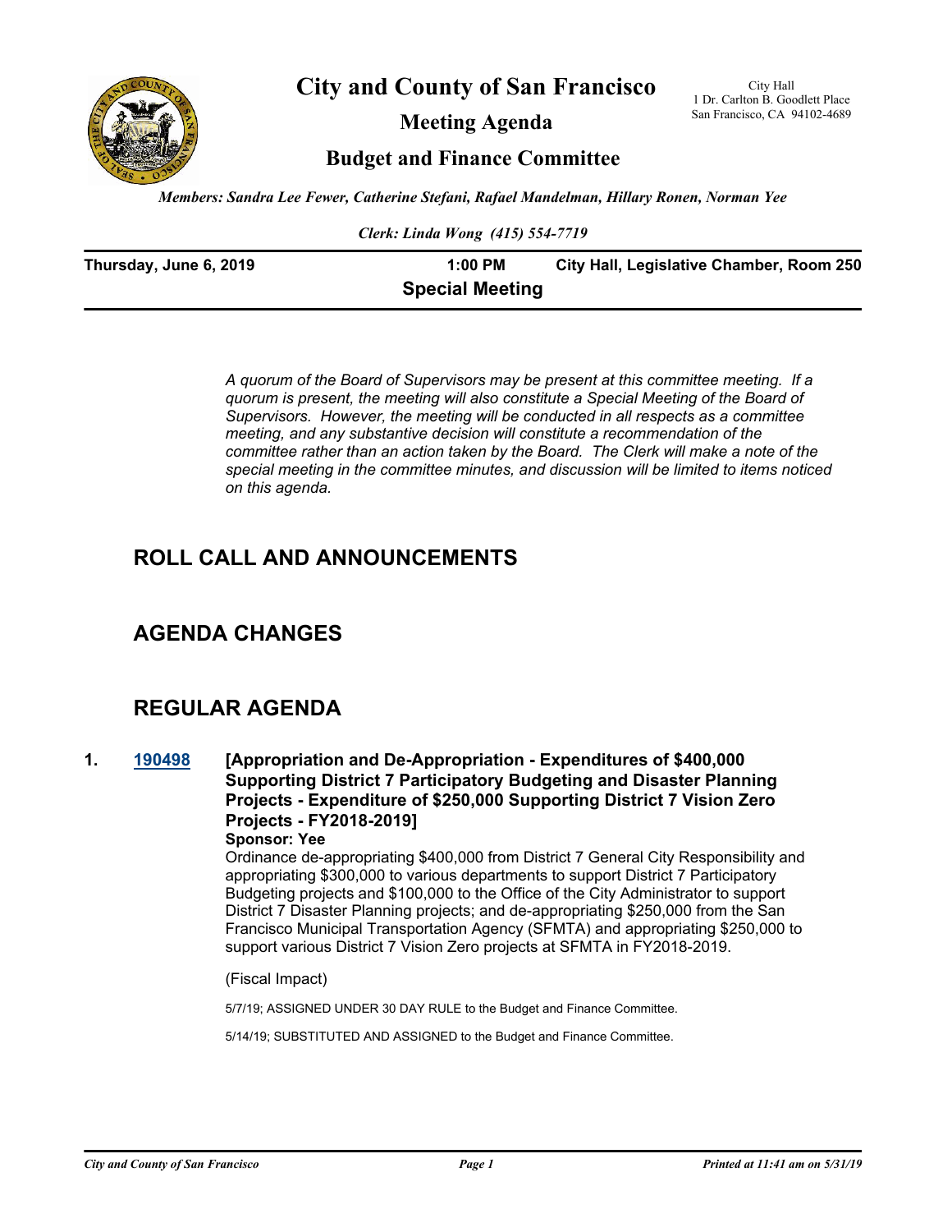# City and County of San Francisco

City Hall
1 Dr. Carlton B. Goodlett Place
San Francisco, CA 94102-4689

## Meeting Agenda

## Budget and Finance Committee

*Members: Sandra Lee Fewer, Catherine Stefani, Rafael Mandelman, Hillary Ronen, Norman Yee*

*Clerk: Linda Wong (415) 554-7719*

**Thursday, June 6, 2019** **1:00 PM** **City Hall, Legislative Chamber, Room 250**

**Special Meeting**

*A quorum of the Board of Supervisors may be present at this committee meeting. If a quorum is present, the meeting will also constitute a Special Meeting of the Board of Supervisors. However, the meeting will be conducted in all respects as a committee meeting, and any substantive decision will constitute a recommendation of the committee rather than an action taken by the Board. The Clerk will make a note of the special meeting in the committee minutes, and discussion will be limited to items noticed on this agenda.*

## ROLL CALL AND ANNOUNCEMENTS

## AGENDA CHANGES

## REGULAR AGENDA

**1. 190498 [Appropriation and De-Appropriation - Expenditures of $400,000 Supporting District 7 Participatory Budgeting and Disaster Planning Projects - Expenditure of $250,000 Supporting District 7 Vision Zero Projects - FY2018-2019]**

**Sponsor: Yee**

Ordinance de-appropriating $400,000 from District 7 General City Responsibility and appropriating $300,000 to various departments to support District 7 Participatory Budgeting projects and $100,000 to the Office of the City Administrator to support District 7 Disaster Planning projects; and de-appropriating $250,000 from the San Francisco Municipal Transportation Agency (SFMTA) and appropriating $250,000 to support various District 7 Vision Zero projects at SFMTA in FY2018-2019.

(Fiscal Impact)

5/7/19; ASSIGNED UNDER 30 DAY RULE to the Budget and Finance Committee.

5/14/19; SUBSTITUTED AND ASSIGNED to the Budget and Finance Committee.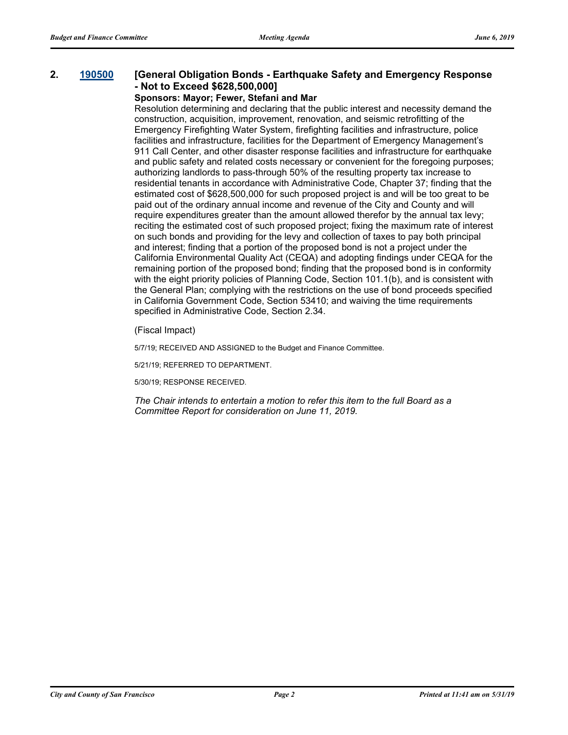**2.** **190500** **[General Obligation Bonds - Earthquake Safety and Emergency Response - Not to Exceed $628,500,000]**

**Sponsors: Mayor; Fewer, Stefani and Mar**

Resolution determining and declaring that the public interest and necessity demand the construction, acquisition, improvement, renovation, and seismic retrofitting of the Emergency Firefighting Water System, firefighting facilities and infrastructure, police facilities and infrastructure, facilities for the Department of Emergency Management's 911 Call Center, and other disaster response facilities and infrastructure for earthquake and public safety and related costs necessary or convenient for the foregoing purposes; authorizing landlords to pass-through 50% of the resulting property tax increase to residential tenants in accordance with Administrative Code, Chapter 37; finding that the estimated cost of $628,500,000 for such proposed project is and will be too great to be paid out of the ordinary annual income and revenue of the City and County and will require expenditures greater than the amount allowed therefor by the annual tax levy; reciting the estimated cost of such proposed project; fixing the maximum rate of interest on such bonds and providing for the levy and collection of taxes to pay both principal and interest; finding that a portion of the proposed bond is not a project under the California Environmental Quality Act (CEQA) and adopting findings under CEQA for the remaining portion of the proposed bond; finding that the proposed bond is in conformity with the eight priority policies of Planning Code, Section 101.1(b), and is consistent with the General Plan; complying with the restrictions on the use of bond proceeds specified in California Government Code, Section 53410; and waiving the time requirements specified in Administrative Code, Section 2.34.

(Fiscal Impact)

5/7/19; RECEIVED AND ASSIGNED to the Budget and Finance Committee.

5/21/19; REFERRED TO DEPARTMENT.

5/30/19; RESPONSE RECEIVED.

*The Chair intends to entertain a motion to refer this item to the full Board as a Committee Report for consideration on June 11, 2019.*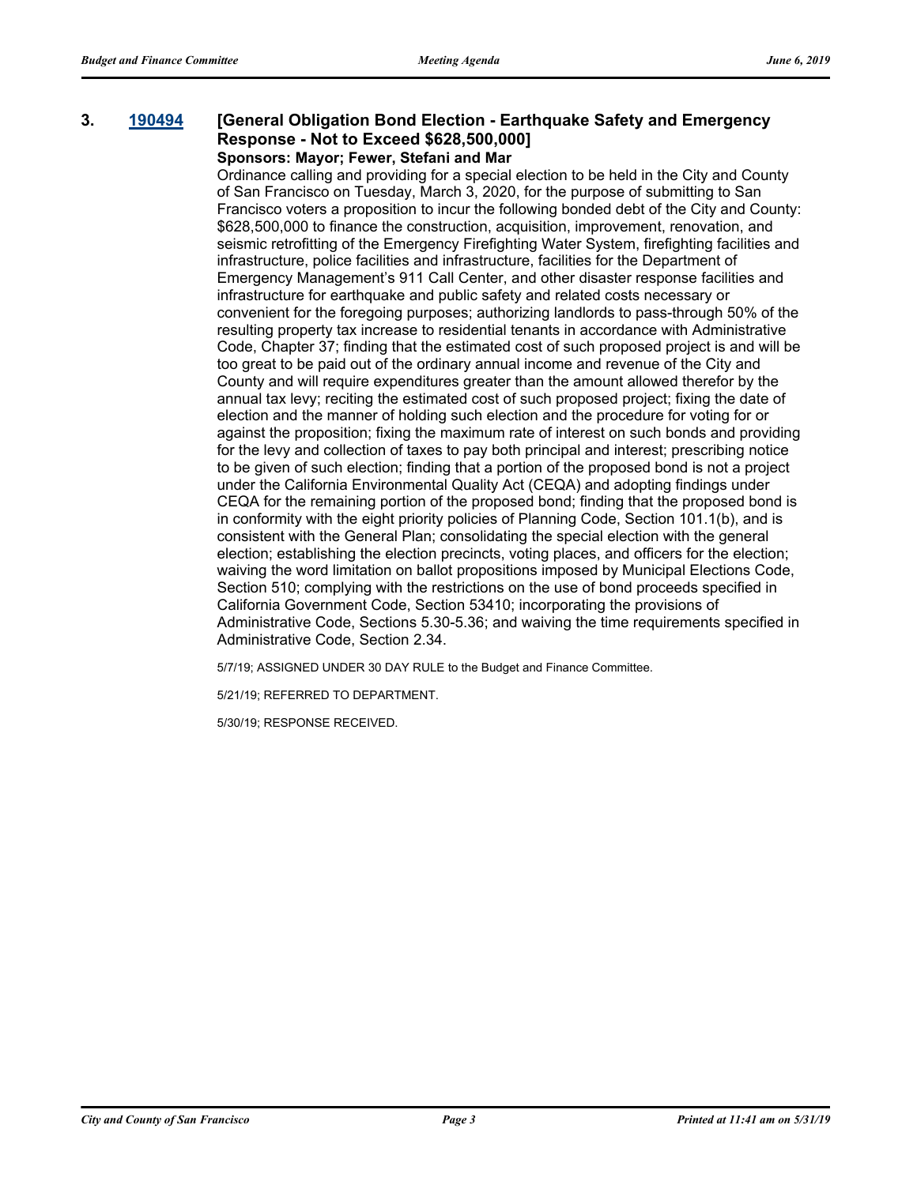### 3. [190494](190494) [General Obligation Bond Election - Earthquake Safety and Emergency Response - Not to Exceed $628,500,000]

**Sponsors: Mayor; Fewer, Stefani and Mar**

Ordinance calling and providing for a special election to be held in the City and County of San Francisco on Tuesday, March 3, 2020, for the purpose of submitting to San Francisco voters a proposition to incur the following bonded debt of the City and County: $628,500,000 to finance the construction, acquisition, improvement, renovation, and seismic retrofitting of the Emergency Firefighting Water System, firefighting facilities and infrastructure, police facilities and infrastructure, facilities for the Department of Emergency Management's 911 Call Center, and other disaster response facilities and infrastructure for earthquake and public safety and related costs necessary or convenient for the foregoing purposes; authorizing landlords to pass-through 50% of the resulting property tax increase to residential tenants in accordance with Administrative Code, Chapter 37; finding that the estimated cost of such proposed project is and will be too great to be paid out of the ordinary annual income and revenue of the City and County and will require expenditures greater than the amount allowed therefor by the annual tax levy; reciting the estimated cost of such proposed project; fixing the date of election and the manner of holding such election and the procedure for voting for or against the proposition; fixing the maximum rate of interest on such bonds and providing for the levy and collection of taxes to pay both principal and interest; prescribing notice to be given of such election; finding that a portion of the proposed bond is not a project under the California Environmental Quality Act (CEQA) and adopting findings under CEQA for the remaining portion of the proposed bond; finding that the proposed bond is in conformity with the eight priority policies of Planning Code, Section 101.1(b), and is consistent with the General Plan; consolidating the special election with the general election; establishing the election precincts, voting places, and officers for the election; waiving the word limitation on ballot propositions imposed by Municipal Elections Code, Section 510; complying with the restrictions on the use of bond proceeds specified in California Government Code, Section 53410; incorporating the provisions of Administrative Code, Sections 5.30-5.36; and waiving the time requirements specified in Administrative Code, Section 2.34.

5/7/19; ASSIGNED UNDER 30 DAY RULE to the Budget and Finance Committee.

5/21/19; REFERRED TO DEPARTMENT.

5/30/19; RESPONSE RECEIVED.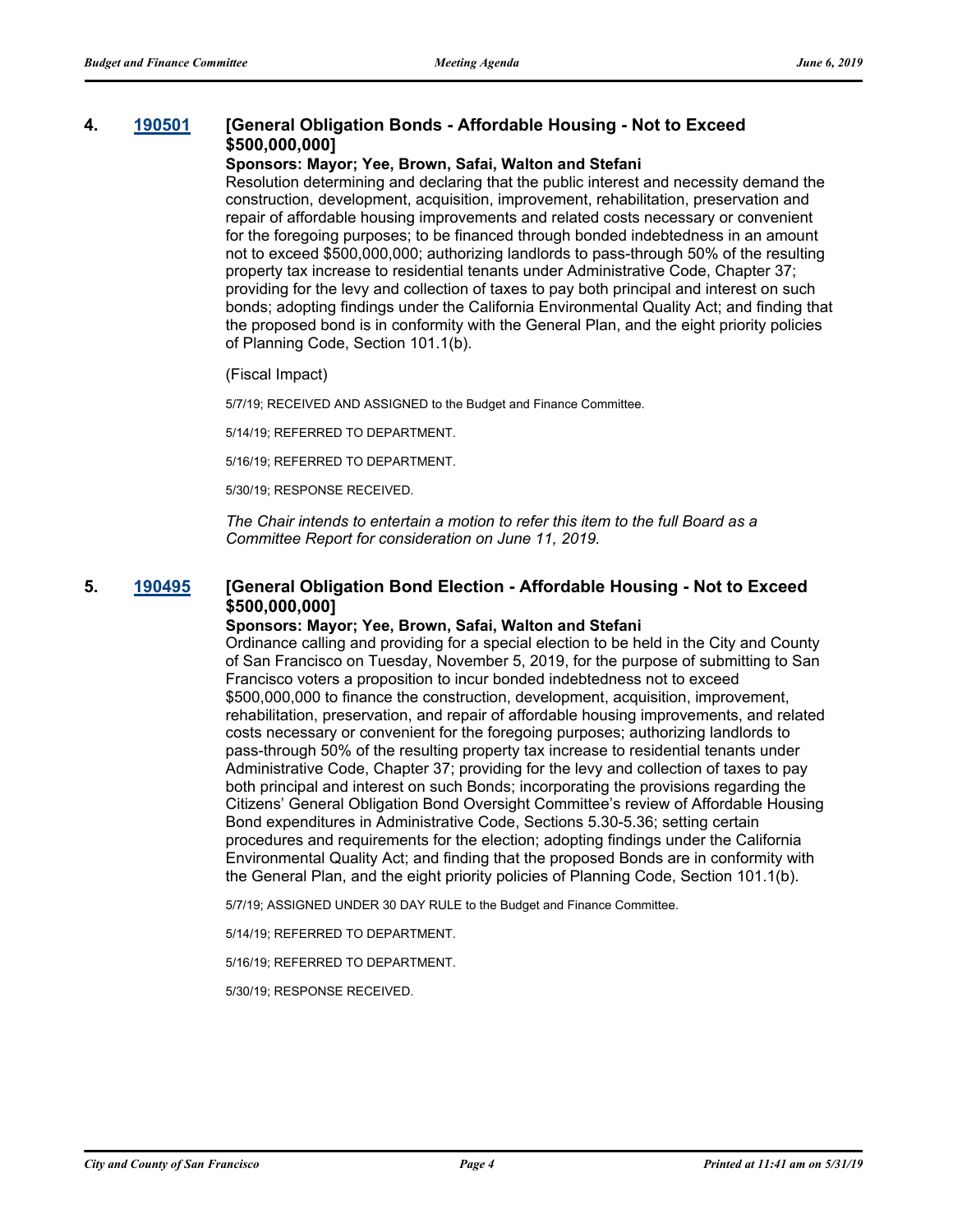### 4. [190501](#) [General Obligation Bonds - Affordable Housing - Not to Exceed $500,000,000]

**Sponsors: Mayor; Yee, Brown, Safai, Walton and Stefani**

Resolution determining and declaring that the public interest and necessity demand the construction, development, acquisition, improvement, rehabilitation, preservation and repair of affordable housing improvements and related costs necessary or convenient for the foregoing purposes; to be financed through bonded indebtedness in an amount not to exceed $500,000,000; authorizing landlords to pass-through 50% of the resulting property tax increase to residential tenants under Administrative Code, Chapter 37; providing for the levy and collection of taxes to pay both principal and interest on such bonds; adopting findings under the California Environmental Quality Act; and finding that the proposed bond is in conformity with the General Plan, and the eight priority policies of Planning Code, Section 101.1(b).

(Fiscal Impact)

5/7/19; RECEIVED AND ASSIGNED to the Budget and Finance Committee.

5/14/19; REFERRED TO DEPARTMENT.

5/16/19; REFERRED TO DEPARTMENT.

5/30/19; RESPONSE RECEIVED.

*The Chair intends to entertain a motion to refer this item to the full Board as a Committee Report for consideration on June 11, 2019.*

### 5. [190495](#) [General Obligation Bond Election - Affordable Housing - Not to Exceed $500,000,000]

**Sponsors: Mayor; Yee, Brown, Safai, Walton and Stefani**

Ordinance calling and providing for a special election to be held in the City and County of San Francisco on Tuesday, November 5, 2019, for the purpose of submitting to San Francisco voters a proposition to incur bonded indebtedness not to exceed $500,000,000 to finance the construction, development, acquisition, improvement, rehabilitation, preservation, and repair of affordable housing improvements, and related costs necessary or convenient for the foregoing purposes; authorizing landlords to pass-through 50% of the resulting property tax increase to residential tenants under Administrative Code, Chapter 37; providing for the levy and collection of taxes to pay both principal and interest on such Bonds; incorporating the provisions regarding the Citizens' General Obligation Bond Oversight Committee's review of Affordable Housing Bond expenditures in Administrative Code, Sections 5.30-5.36; setting certain procedures and requirements for the election; adopting findings under the California Environmental Quality Act; and finding that the proposed Bonds are in conformity with the General Plan, and the eight priority policies of Planning Code, Section 101.1(b).

5/7/19; ASSIGNED UNDER 30 DAY RULE to the Budget and Finance Committee.

5/14/19; REFERRED TO DEPARTMENT.

5/16/19; REFERRED TO DEPARTMENT.

5/30/19; RESPONSE RECEIVED.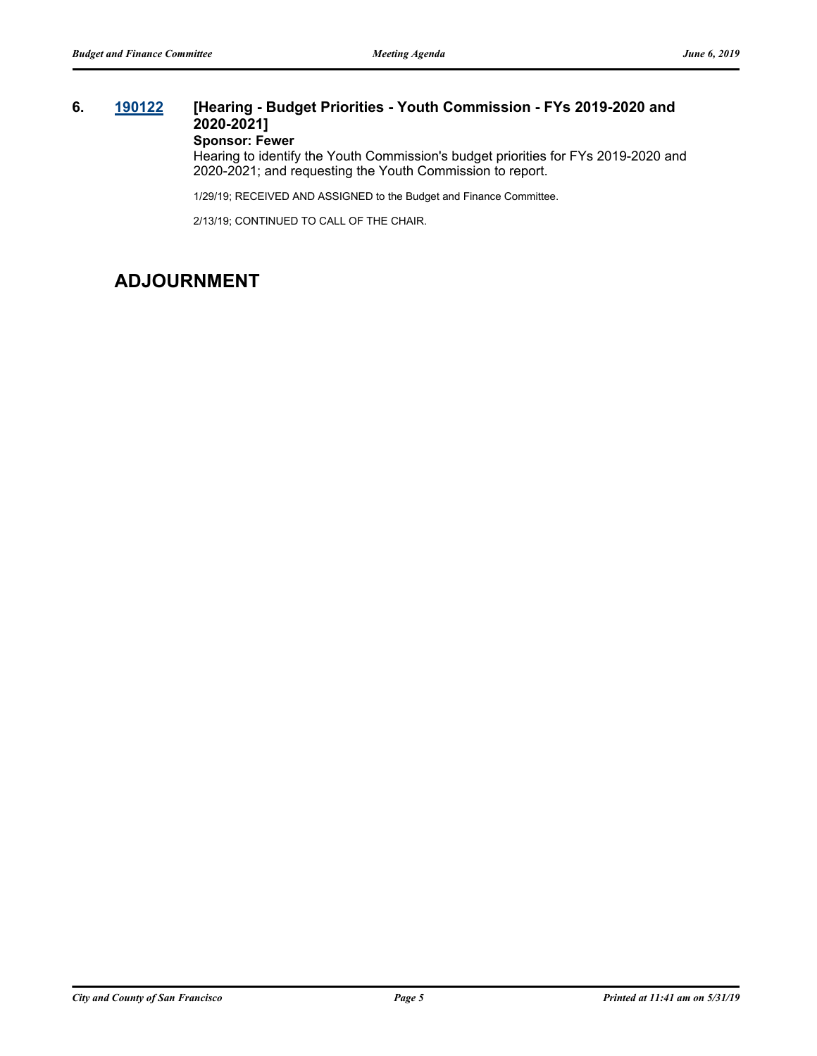**6. 190122 [Hearing - Budget Priorities - Youth Commission - FYs 2019-2020 and 2020-2021]**

**Sponsor: Fewer**

Hearing to identify the Youth Commission's budget priorities for FYs 2019-2020 and 2020-2021; and requesting the Youth Commission to report.

1/29/19; RECEIVED AND ASSIGNED to the Budget and Finance Committee.

2/13/19; CONTINUED TO CALL OF THE CHAIR.

## ADJOURNMENT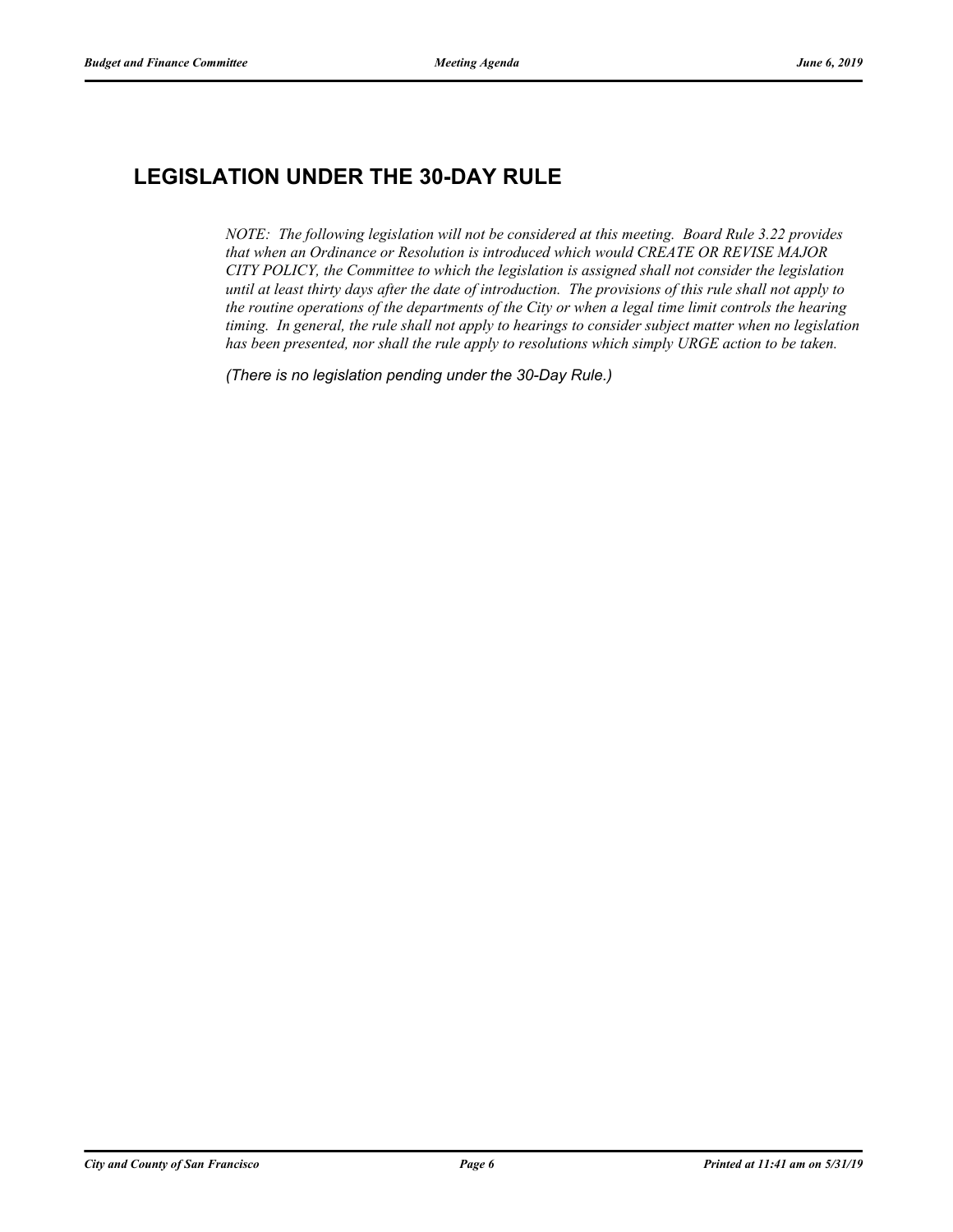## LEGISLATION UNDER THE 30-DAY RULE

*NOTE: The following legislation will not be considered at this meeting. Board Rule 3.22 provides that when an Ordinance or Resolution is introduced which would CREATE OR REVISE MAJOR CITY POLICY, the Committee to which the legislation is assigned shall not consider the legislation until at least thirty days after the date of introduction. The provisions of this rule shall not apply to the routine operations of the departments of the City or when a legal time limit controls the hearing timing. In general, the rule shall not apply to hearings to consider subject matter when no legislation has been presented, nor shall the rule apply to resolutions which simply URGE action to be taken.*

*(There is no legislation pending under the 30-Day Rule.)*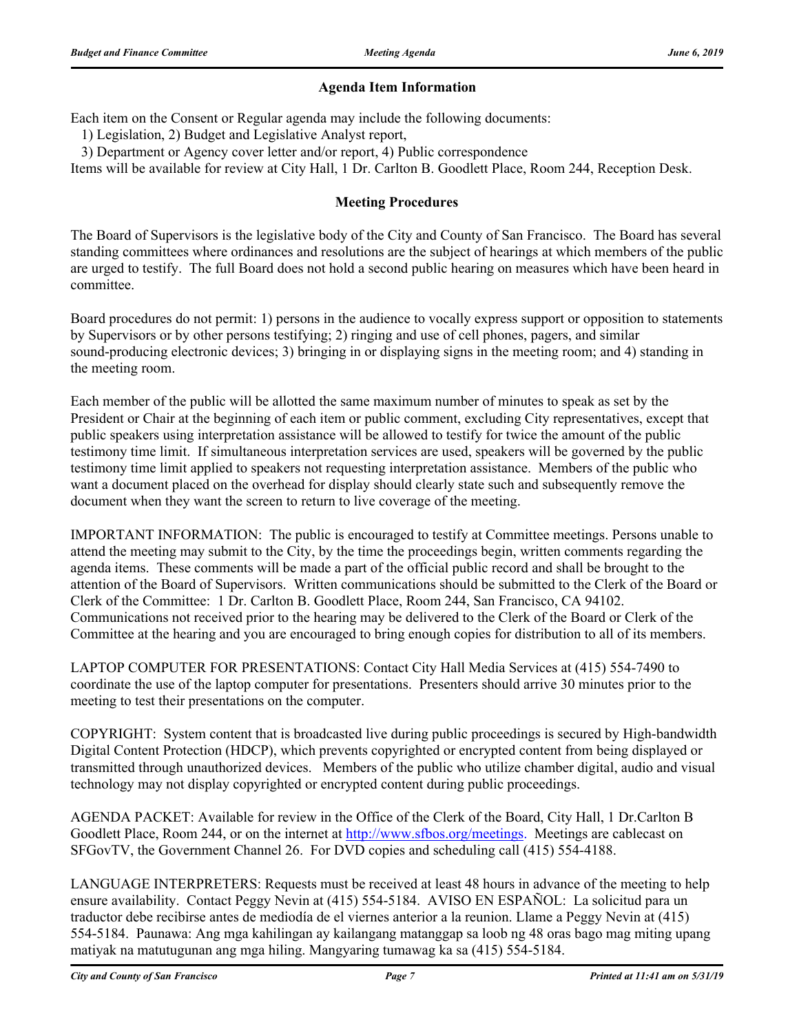## Agenda Item Information

Each item on the Consent or Regular agenda may include the following documents:

1) Legislation, 2) Budget and Legislative Analyst report,

3) Department or Agency cover letter and/or report, 4) Public correspondence

Items will be available for review at City Hall, 1 Dr. Carlton B. Goodlett Place, Room 244, Reception Desk.

## Meeting Procedures

The Board of Supervisors is the legislative body of the City and County of San Francisco. The Board has several standing committees where ordinances and resolutions are the subject of hearings at which members of the public are urged to testify. The full Board does not hold a second public hearing on measures which have been heard in committee.

Board procedures do not permit: 1) persons in the audience to vocally express support or opposition to statements by Supervisors or by other persons testifying; 2) ringing and use of cell phones, pagers, and similar sound-producing electronic devices; 3) bringing in or displaying signs in the meeting room; and 4) standing in the meeting room.

Each member of the public will be allotted the same maximum number of minutes to speak as set by the President or Chair at the beginning of each item or public comment, excluding City representatives, except that public speakers using interpretation assistance will be allowed to testify for twice the amount of the public testimony time limit. If simultaneous interpretation services are used, speakers will be governed by the public testimony time limit applied to speakers not requesting interpretation assistance. Members of the public who want a document placed on the overhead for display should clearly state such and subsequently remove the document when they want the screen to return to live coverage of the meeting.

IMPORTANT INFORMATION: The public is encouraged to testify at Committee meetings. Persons unable to attend the meeting may submit to the City, by the time the proceedings begin, written comments regarding the agenda items. These comments will be made a part of the official public record and shall be brought to the attention of the Board of Supervisors. Written communications should be submitted to the Clerk of the Board or Clerk of the Committee: 1 Dr. Carlton B. Goodlett Place, Room 244, San Francisco, CA 94102. Communications not received prior to the hearing may be delivered to the Clerk of the Board or Clerk of the Committee at the hearing and you are encouraged to bring enough copies for distribution to all of its members.

LAPTOP COMPUTER FOR PRESENTATIONS: Contact City Hall Media Services at (415) 554-7490 to coordinate the use of the laptop computer for presentations. Presenters should arrive 30 minutes prior to the meeting to test their presentations on the computer.

COPYRIGHT: System content that is broadcasted live during public proceedings is secured by High-bandwidth Digital Content Protection (HDCP), which prevents copyrighted or encrypted content from being displayed or transmitted through unauthorized devices. Members of the public who utilize chamber digital, audio and visual technology may not display copyrighted or encrypted content during public proceedings.

AGENDA PACKET: Available for review in the Office of the Clerk of the Board, City Hall, 1 Dr.Carlton B Goodlett Place, Room 244, or on the internet at http://www.sfbos.org/meetings. Meetings are cablecast on SFGovTV, the Government Channel 26. For DVD copies and scheduling call (415) 554-4188.

LANGUAGE INTERPRETERS: Requests must be received at least 48 hours in advance of the meeting to help ensure availability. Contact Peggy Nevin at (415) 554-5184. AVISO EN ESPAÑOL: La solicitud para un traductor debe recibirse antes de mediodía de el viernes anterior a la reunion. Llame a Peggy Nevin at (415) 554-5184. Paunawa: Ang mga kahilingan ay kailangang matanggap sa loob ng 48 oras bago mag miting upang matiyak na matutugunan ang mga hiling. Mangyaring tumawag ka sa (415) 554-5184.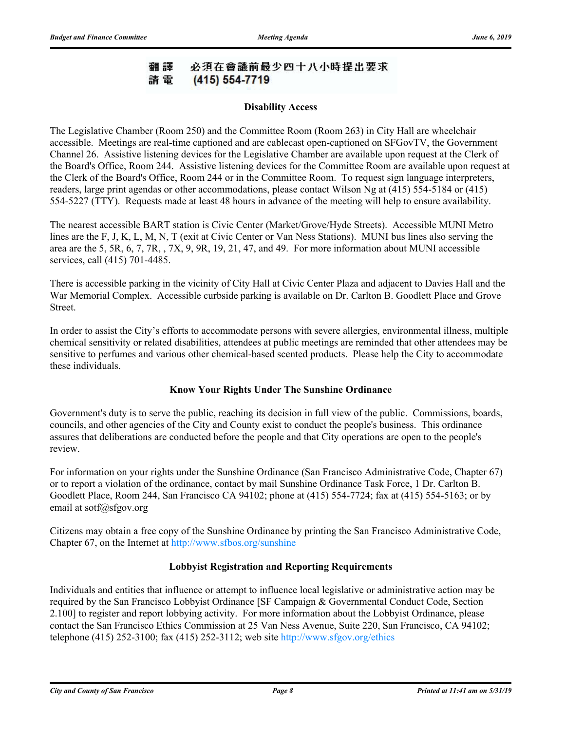翻譯　必須在會議前最少四十八小時提出要求
請電　(415) 554-7719

**Disability Access**

The Legislative Chamber (Room 250) and the Committee Room (Room 263) in City Hall are wheelchair accessible. Meetings are real-time captioned and are cablecast open-captioned on SFGovTV, the Government Channel 26. Assistive listening devices for the Legislative Chamber are available upon request at the Clerk of the Board's Office, Room 244. Assistive listening devices for the Committee Room are available upon request at the Clerk of the Board's Office, Room 244 or in the Committee Room. To request sign language interpreters, readers, large print agendas or other accommodations, please contact Wilson Ng at (415) 554-5184 or (415) 554-5227 (TTY). Requests made at least 48 hours in advance of the meeting will help to ensure availability.

The nearest accessible BART station is Civic Center (Market/Grove/Hyde Streets). Accessible MUNI Metro lines are the F, J, K, L, M, N, T (exit at Civic Center or Van Ness Stations). MUNI bus lines also serving the area are the 5, 5R, 6, 7, 7R, , 7X, 9, 9R, 19, 21, 47, and 49. For more information about MUNI accessible services, call (415) 701-4485.

There is accessible parking in the vicinity of City Hall at Civic Center Plaza and adjacent to Davies Hall and the War Memorial Complex. Accessible curbside parking is available on Dr. Carlton B. Goodlett Place and Grove Street.

In order to assist the City's efforts to accommodate persons with severe allergies, environmental illness, multiple chemical sensitivity or related disabilities, attendees at public meetings are reminded that other attendees may be sensitive to perfumes and various other chemical-based scented products. Please help the City to accommodate these individuals.

**Know Your Rights Under The Sunshine Ordinance**

Government's duty is to serve the public, reaching its decision in full view of the public. Commissions, boards, councils, and other agencies of the City and County exist to conduct the people's business. This ordinance assures that deliberations are conducted before the people and that City operations are open to the people's review.

For information on your rights under the Sunshine Ordinance (San Francisco Administrative Code, Chapter 67) or to report a violation of the ordinance, contact by mail Sunshine Ordinance Task Force, 1 Dr. Carlton B. Goodlett Place, Room 244, San Francisco CA 94102; phone at (415) 554-7724; fax at (415) 554-5163; or by email at sotf@sfgov.org

Citizens may obtain a free copy of the Sunshine Ordinance by printing the San Francisco Administrative Code, Chapter 67, on the Internet at http://www.sfbos.org/sunshine

**Lobbyist Registration and Reporting Requirements**

Individuals and entities that influence or attempt to influence local legislative or administrative action may be required by the San Francisco Lobbyist Ordinance [SF Campaign & Governmental Conduct Code, Section 2.100] to register and report lobbying activity. For more information about the Lobbyist Ordinance, please contact the San Francisco Ethics Commission at 25 Van Ness Avenue, Suite 220, San Francisco, CA 94102; telephone (415) 252-3100; fax (415) 252-3112; web site http://www.sfgov.org/ethics